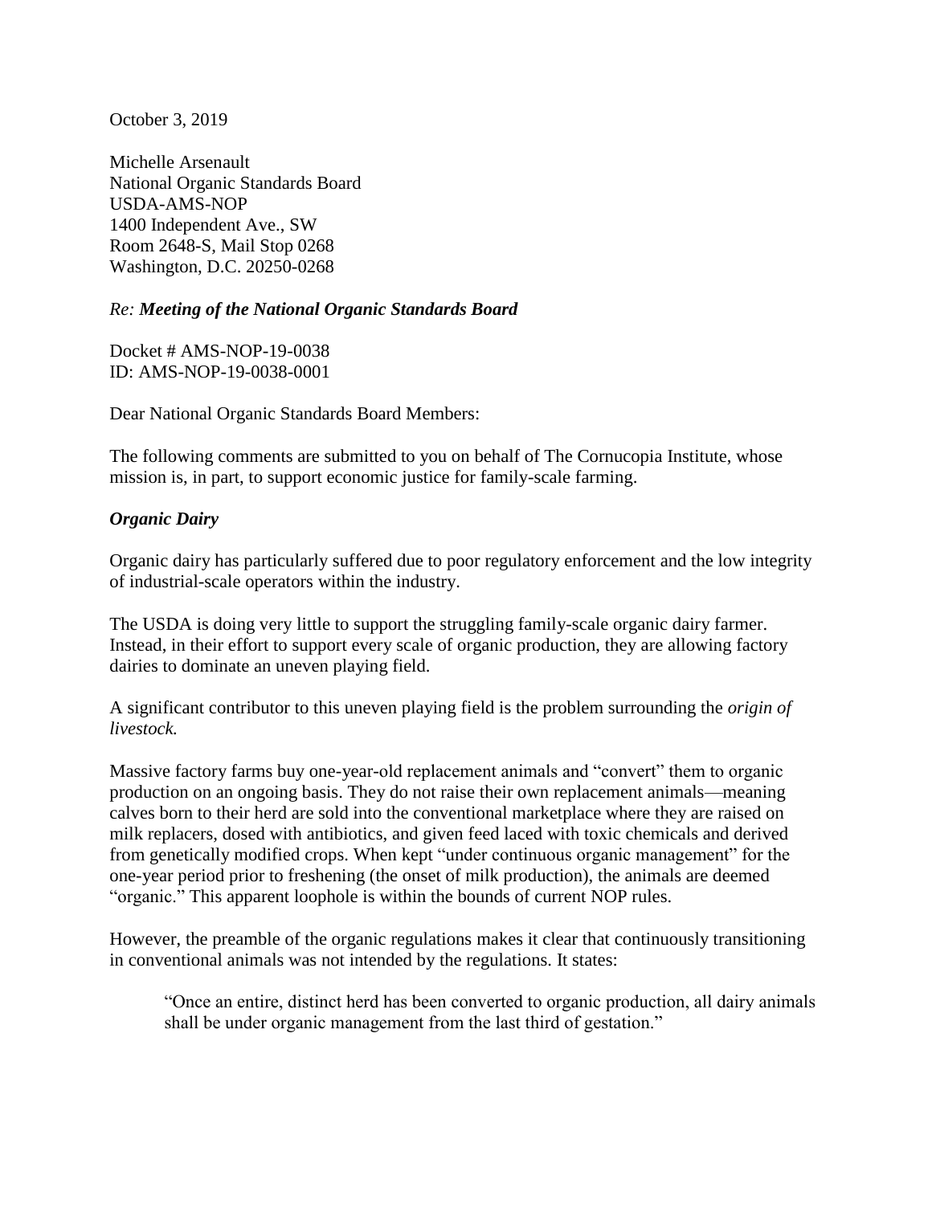October 3, 2019

Michelle Arsenault
National Organic Standards Board
USDA-AMS-NOP
1400 Independent Ave., SW
Room 2648-S, Mail Stop 0268
Washington, D.C. 20250-0268

*Re: **Meeting of the National Organic Standards Board***

Docket # AMS-NOP-19-0038
ID: AMS-NOP-19-0038-0001

Dear National Organic Standards Board Members:

The following comments are submitted to you on behalf of The Cornucopia Institute, whose mission is, in part, to support economic justice for family-scale farming.

***Organic Dairy***

Organic dairy has particularly suffered due to poor regulatory enforcement and the low integrity of industrial-scale operators within the industry.

The USDA is doing very little to support the struggling family-scale organic dairy farmer. Instead, in their effort to support every scale of organic production, they are allowing factory dairies to dominate an uneven playing field.

A significant contributor to this uneven playing field is the problem surrounding the *origin of livestock.*

Massive factory farms buy one-year-old replacement animals and "convert" them to organic production on an ongoing basis. They do not raise their own replacement animals—meaning calves born to their herd are sold into the conventional marketplace where they are raised on milk replacers, dosed with antibiotics, and given feed laced with toxic chemicals and derived from genetically modified crops. When kept "under continuous organic management" for the one-year period prior to freshening (the onset of milk production), the animals are deemed "organic." This apparent loophole is within the bounds of current NOP rules.

However, the preamble of the organic regulations makes it clear that continuously transitioning in conventional animals was not intended by the regulations. It states:

> "Once an entire, distinct herd has been converted to organic production, all dairy animals shall be under organic management from the last third of gestation."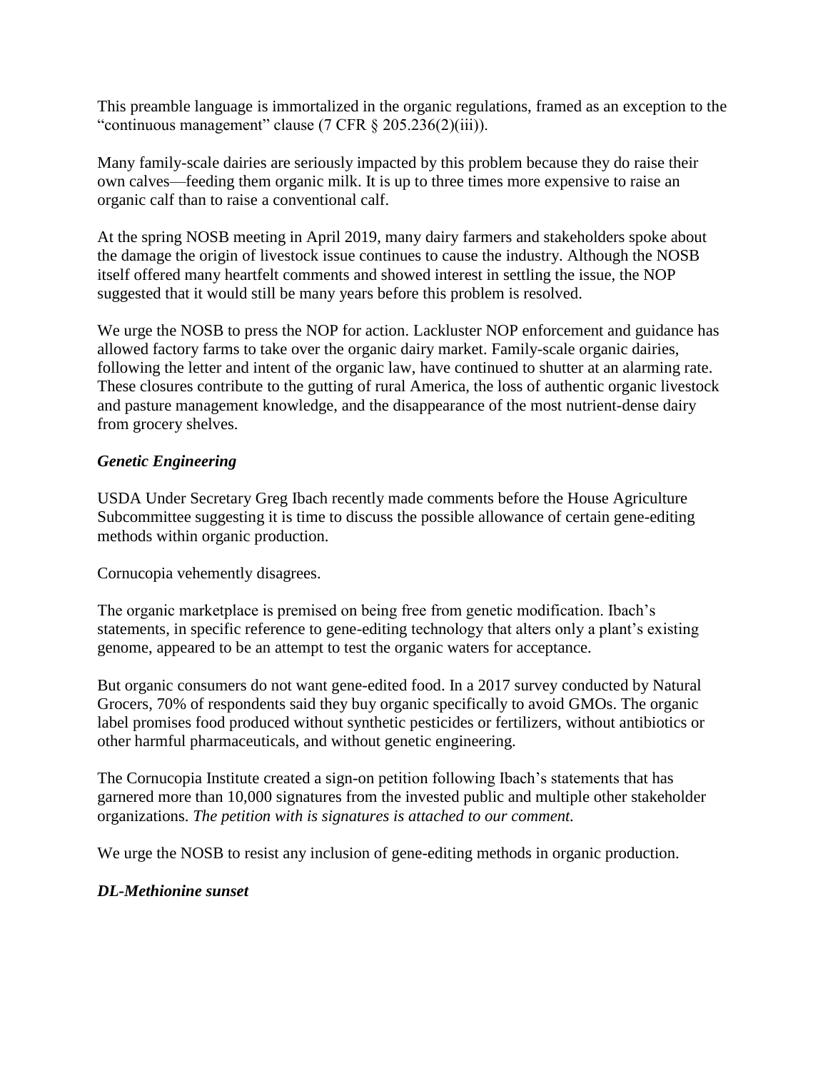This preamble language is immortalized in the organic regulations, framed as an exception to the "continuous management" clause (7 CFR § 205.236(2)(iii)).

Many family-scale dairies are seriously impacted by this problem because they do raise their own calves—feeding them organic milk. It is up to three times more expensive to raise an organic calf than to raise a conventional calf.

At the spring NOSB meeting in April 2019, many dairy farmers and stakeholders spoke about the damage the origin of livestock issue continues to cause the industry. Although the NOSB itself offered many heartfelt comments and showed interest in settling the issue, the NOP suggested that it would still be many years before this problem is resolved.

We urge the NOSB to press the NOP for action. Lackluster NOP enforcement and guidance has allowed factory farms to take over the organic dairy market. Family-scale organic dairies, following the letter and intent of the organic law, have continued to shutter at an alarming rate. These closures contribute to the gutting of rural America, the loss of authentic organic livestock and pasture management knowledge, and the disappearance of the most nutrient-dense dairy from grocery shelves.

***Genetic Engineering***

USDA Under Secretary Greg Ibach recently made comments before the House Agriculture Subcommittee suggesting it is time to discuss the possible allowance of certain gene-editing methods within organic production.

Cornucopia vehemently disagrees.

The organic marketplace is premised on being free from genetic modification. Ibach's statements, in specific reference to gene-editing technology that alters only a plant's existing genome, appeared to be an attempt to test the organic waters for acceptance.

But organic consumers do not want gene-edited food. In a 2017 survey conducted by Natural Grocers, 70% of respondents said they buy organic specifically to avoid GMOs. The organic label promises food produced without synthetic pesticides or fertilizers, without antibiotics or other harmful pharmaceuticals, and without genetic engineering.

The Cornucopia Institute created a sign-on petition following Ibach's statements that has garnered more than 10,000 signatures from the invested public and multiple other stakeholder organizations. *The petition with is signatures is attached to our comment.*

We urge the NOSB to resist any inclusion of gene-editing methods in organic production.

***DL-Methionine sunset***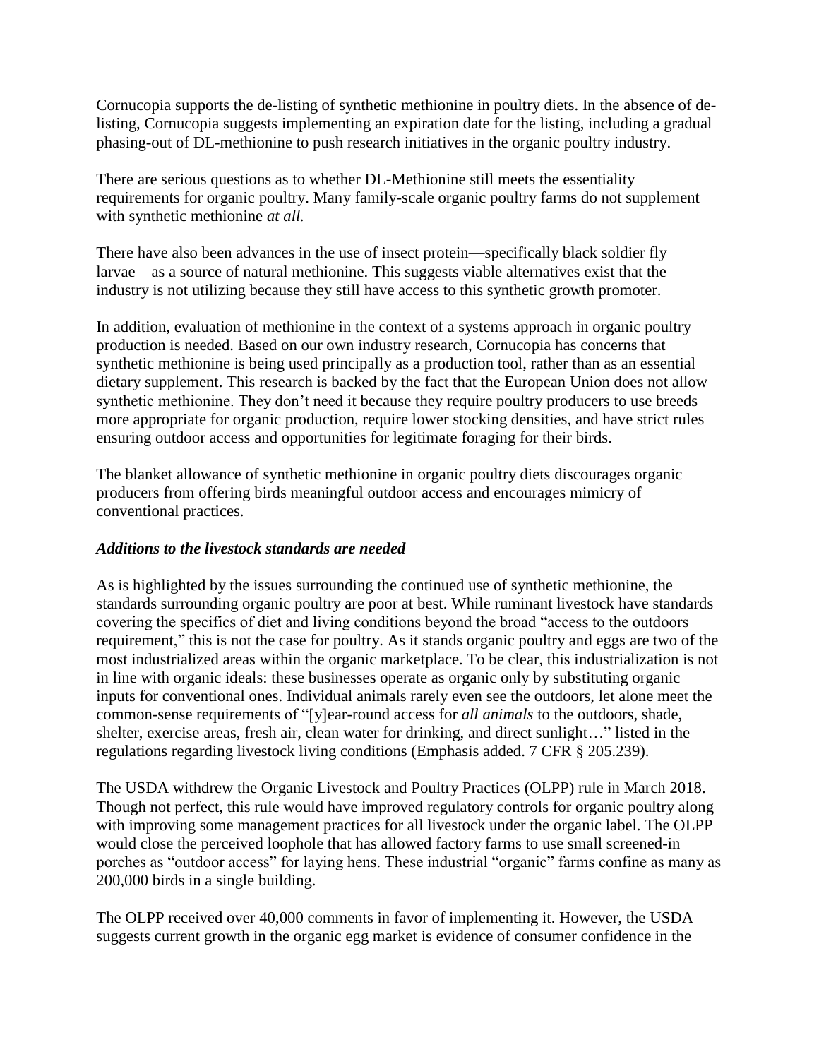Cornucopia supports the de-listing of synthetic methionine in poultry diets. In the absence of de-listing, Cornucopia suggests implementing an expiration date for the listing, including a gradual phasing-out of DL-methionine to push research initiatives in the organic poultry industry.

There are serious questions as to whether DL-Methionine still meets the essentiality requirements for organic poultry. Many family-scale organic poultry farms do not supplement with synthetic methionine *at all.*

There have also been advances in the use of insect protein—specifically black soldier fly larvae—as a source of natural methionine. This suggests viable alternatives exist that the industry is not utilizing because they still have access to this synthetic growth promoter.

In addition, evaluation of methionine in the context of a systems approach in organic poultry production is needed. Based on our own industry research, Cornucopia has concerns that synthetic methionine is being used principally as a production tool, rather than as an essential dietary supplement. This research is backed by the fact that the European Union does not allow synthetic methionine. They don't need it because they require poultry producers to use breeds more appropriate for organic production, require lower stocking densities, and have strict rules ensuring outdoor access and opportunities for legitimate foraging for their birds.

The blanket allowance of synthetic methionine in organic poultry diets discourages organic producers from offering birds meaningful outdoor access and encourages mimicry of conventional practices.

### ***Additions to the livestock standards are needed***

As is highlighted by the issues surrounding the continued use of synthetic methionine, the standards surrounding organic poultry are poor at best. While ruminant livestock have standards covering the specifics of diet and living conditions beyond the broad "access to the outdoors requirement," this is not the case for poultry. As it stands organic poultry and eggs are two of the most industrialized areas within the organic marketplace. To be clear, this industrialization is not in line with organic ideals: these businesses operate as organic only by substituting organic inputs for conventional ones. Individual animals rarely even see the outdoors, let alone meet the common-sense requirements of "[y]ear-round access for *all animals* to the outdoors, shade, shelter, exercise areas, fresh air, clean water for drinking, and direct sunlight…" listed in the regulations regarding livestock living conditions (Emphasis added. 7 CFR § 205.239).

The USDA withdrew the Organic Livestock and Poultry Practices (OLPP) rule in March 2018. Though not perfect, this rule would have improved regulatory controls for organic poultry along with improving some management practices for all livestock under the organic label. The OLPP would close the perceived loophole that has allowed factory farms to use small screened-in porches as "outdoor access" for laying hens. These industrial "organic" farms confine as many as 200,000 birds in a single building.

The OLPP received over 40,000 comments in favor of implementing it. However, the USDA suggests current growth in the organic egg market is evidence of consumer confidence in the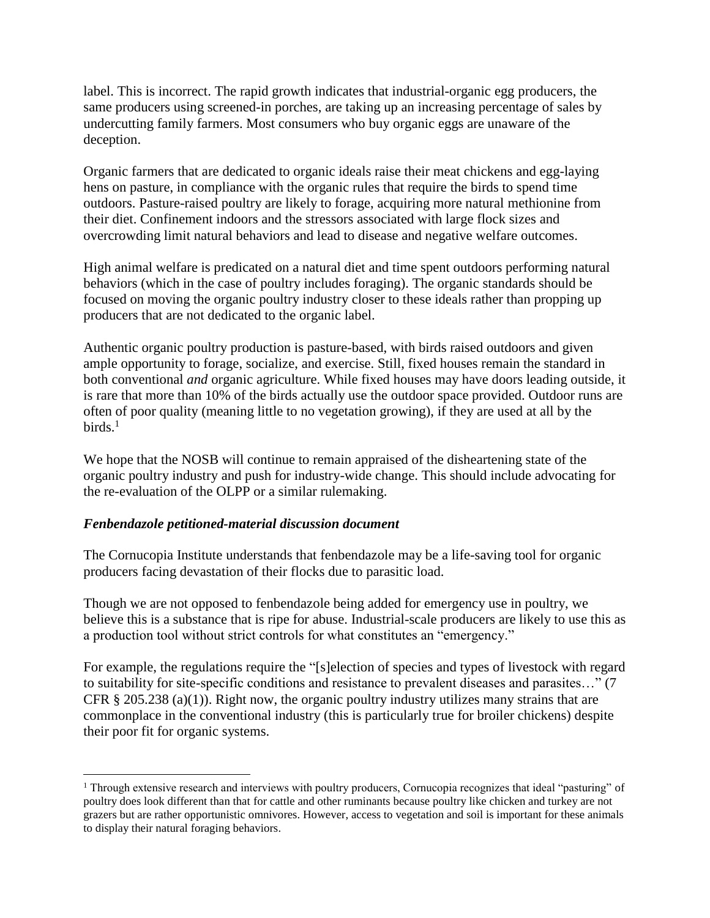label. This is incorrect. The rapid growth indicates that industrial-organic egg producers, the same producers using screened-in porches, are taking up an increasing percentage of sales by undercutting family farmers. Most consumers who buy organic eggs are unaware of the deception.

Organic farmers that are dedicated to organic ideals raise their meat chickens and egg-laying hens on pasture, in compliance with the organic rules that require the birds to spend time outdoors. Pasture-raised poultry are likely to forage, acquiring more natural methionine from their diet. Confinement indoors and the stressors associated with large flock sizes and overcrowding limit natural behaviors and lead to disease and negative welfare outcomes.

High animal welfare is predicated on a natural diet and time spent outdoors performing natural behaviors (which in the case of poultry includes foraging). The organic standards should be focused on moving the organic poultry industry closer to these ideals rather than propping up producers that are not dedicated to the organic label.

Authentic organic poultry production is pasture-based, with birds raised outdoors and given ample opportunity to forage, socialize, and exercise. Still, fixed houses remain the standard in both conventional *and* organic agriculture. While fixed houses may have doors leading outside, it is rare that more than 10% of the birds actually use the outdoor space provided. Outdoor runs are often of poor quality (meaning little to no vegetation growing), if they are used at all by the birds.[1]

We hope that the NOSB will continue to remain appraised of the disheartening state of the organic poultry industry and push for industry-wide change. This should include advocating for the re-evaluation of the OLPP or a similar rulemaking.

### *Fenbendazole petitioned-material discussion document*

The Cornucopia Institute understands that fenbendazole may be a life-saving tool for organic producers facing devastation of their flocks due to parasitic load.

Though we are not opposed to fenbendazole being added for emergency use in poultry, we believe this is a substance that is ripe for abuse. Industrial-scale producers are likely to use this as a production tool without strict controls for what constitutes an "emergency."

For example, the regulations require the "[s]election of species and types of livestock with regard to suitability for site-specific conditions and resistance to prevalent diseases and parasites…" (7 CFR § 205.238 (a)(1)). Right now, the organic poultry industry utilizes many strains that are commonplace in the conventional industry (this is particularly true for broiler chickens) despite their poor fit for organic systems.

[1] Through extensive research and interviews with poultry producers, Cornucopia recognizes that ideal "pasturing" of poultry does look different than that for cattle and other ruminants because poultry like chicken and turkey are not grazers but are rather opportunistic omnivores. However, access to vegetation and soil is important for these animals to display their natural foraging behaviors.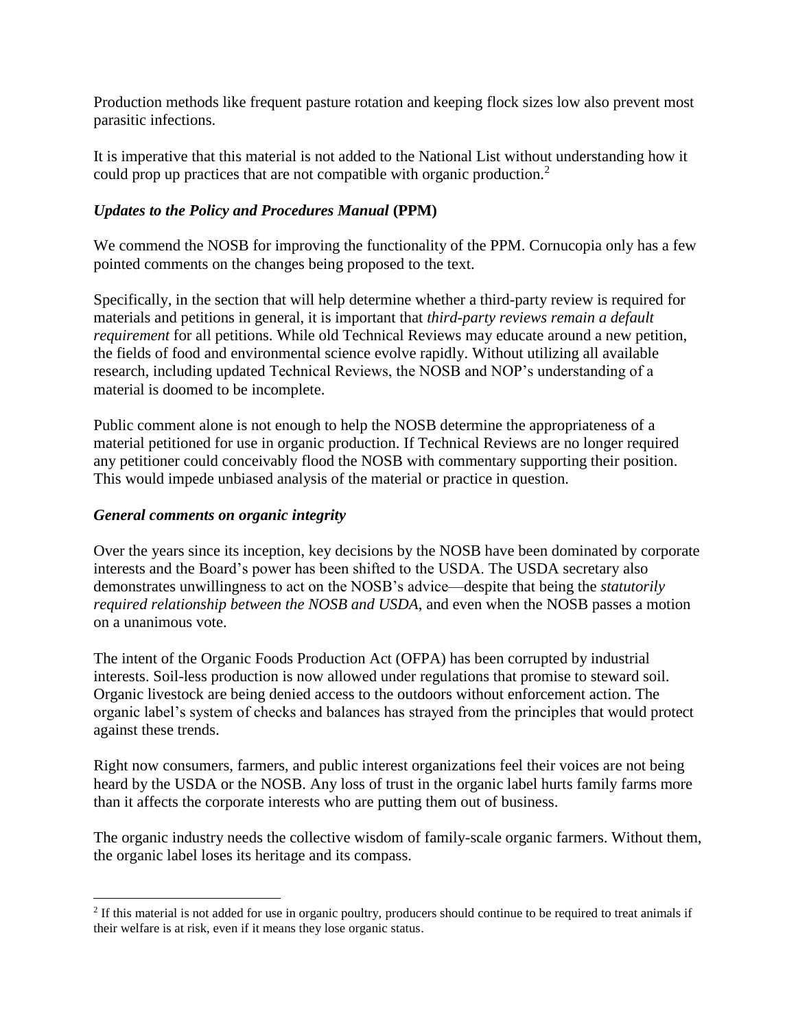Production methods like frequent pasture rotation and keeping flock sizes low also prevent most parasitic infections.

It is imperative that this material is not added to the National List without understanding how it could prop up practices that are not compatible with organic production.[2]

### *Updates to the Policy and Procedures Manual* (PPM)

We commend the NOSB for improving the functionality of the PPM. Cornucopia only has a few pointed comments on the changes being proposed to the text.

Specifically, in the section that will help determine whether a third-party review is required for materials and petitions in general, it is important that *third-party reviews remain a default requirement* for all petitions. While old Technical Reviews may educate around a new petition, the fields of food and environmental science evolve rapidly. Without utilizing all available research, including updated Technical Reviews, the NOSB and NOP's understanding of a material is doomed to be incomplete.

Public comment alone is not enough to help the NOSB determine the appropriateness of a material petitioned for use in organic production. If Technical Reviews are no longer required any petitioner could conceivably flood the NOSB with commentary supporting their position. This would impede unbiased analysis of the material or practice in question.

### *General comments on organic integrity*

Over the years since its inception, key decisions by the NOSB have been dominated by corporate interests and the Board's power has been shifted to the USDA. The USDA secretary also demonstrates unwillingness to act on the NOSB's advice—despite that being the *statutorily required relationship between the NOSB and USDA*, and even when the NOSB passes a motion on a unanimous vote.

The intent of the Organic Foods Production Act (OFPA) has been corrupted by industrial interests. Soil-less production is now allowed under regulations that promise to steward soil. Organic livestock are being denied access to the outdoors without enforcement action. The organic label's system of checks and balances has strayed from the principles that would protect against these trends.

Right now consumers, farmers, and public interest organizations feel their voices are not being heard by the USDA or the NOSB. Any loss of trust in the organic label hurts family farms more than it affects the corporate interests who are putting them out of business.

The organic industry needs the collective wisdom of family-scale organic farmers. Without them, the organic label loses its heritage and its compass.

---

[2] If this material is not added for use in organic poultry, producers should continue to be required to treat animals if their welfare is at risk, even if it means they lose organic status.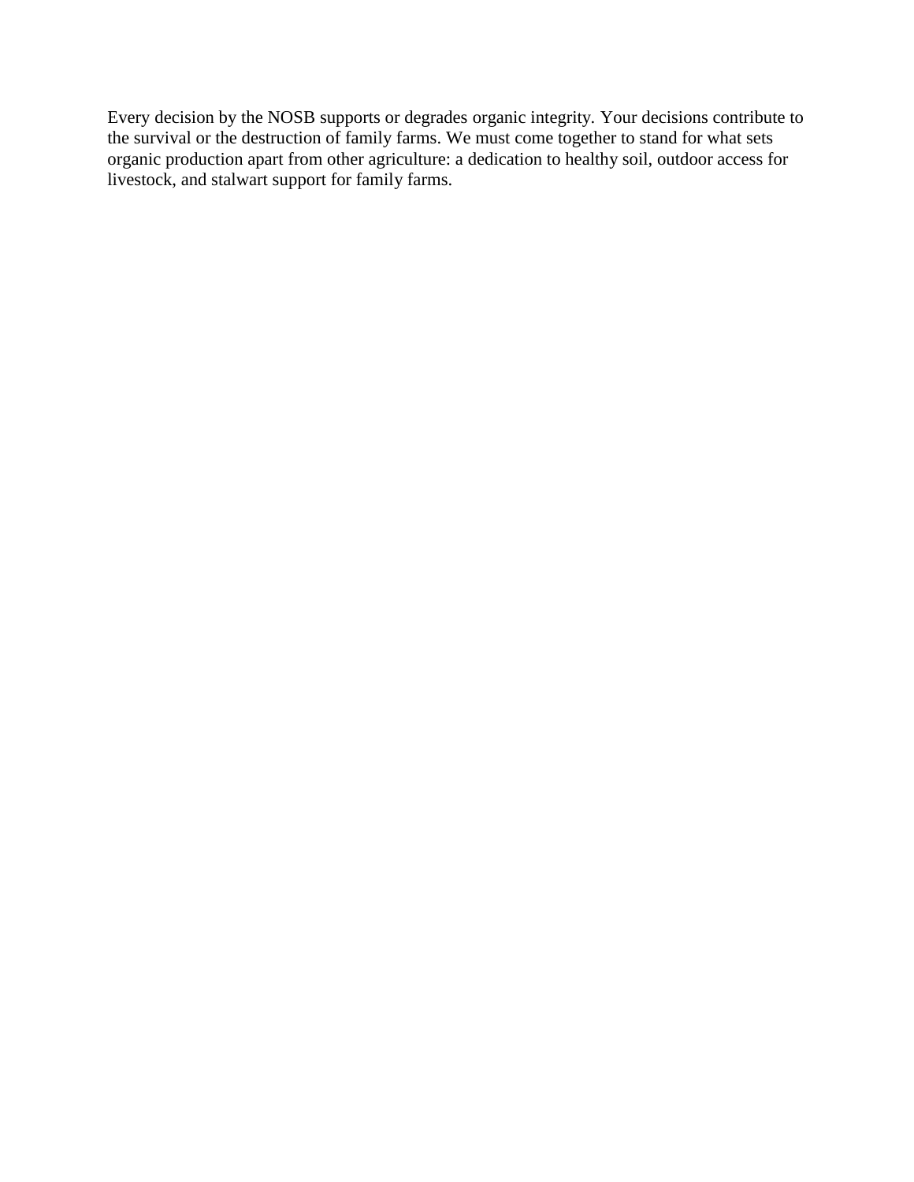Every decision by the NOSB supports or degrades organic integrity. Your decisions contribute to the survival or the destruction of family farms. We must come together to stand for what sets organic production apart from other agriculture: a dedication to healthy soil, outdoor access for livestock, and stalwart support for family farms.